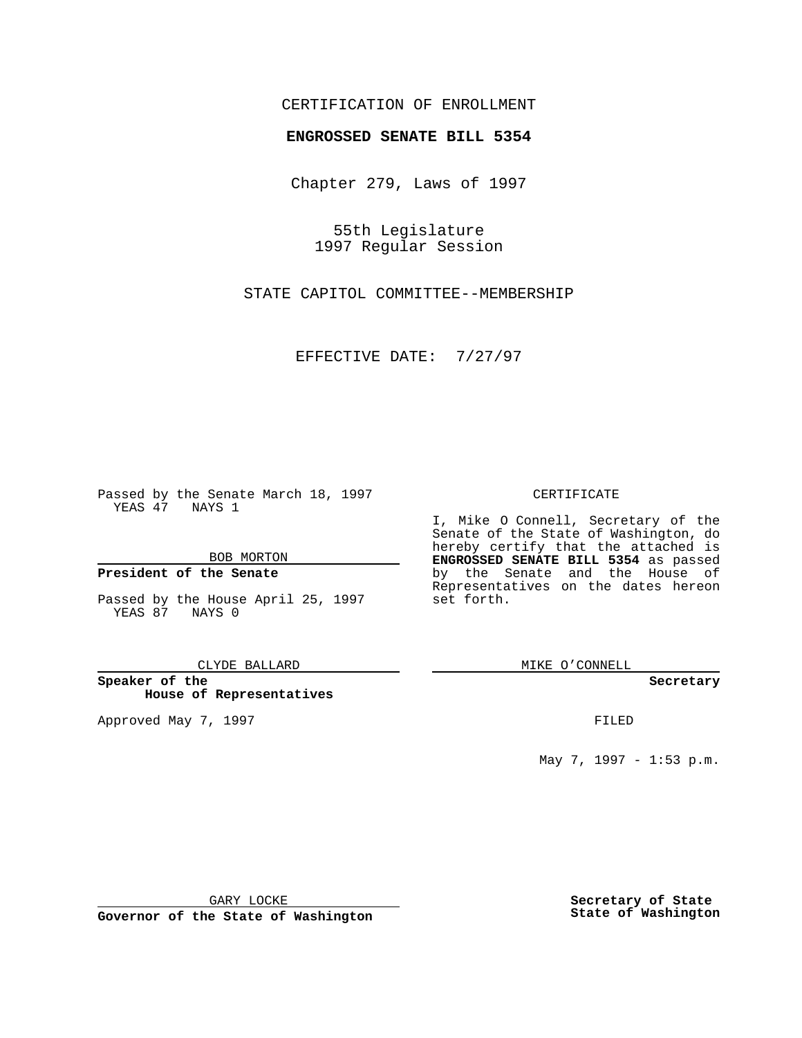CERTIFICATION OF ENROLLMENT

**ENGROSSED SENATE BILL 5354**

Chapter 279, Laws of 1997

55th Legislature
1997 Regular Session

STATE CAPITOL COMMITTEE--MEMBERSHIP

EFFECTIVE DATE: 7/27/97

Passed by the Senate March 18, 1997
YEAS 47 NAYS 1

BOB MORTON

**President of the Senate**

Passed by the House April 25, 1997
YEAS 87 NAYS 0

CLYDE BALLARD

**Speaker of the House of Representatives**

Approved May 7, 1997

GARY LOCKE

**Governor of the State of Washington**

CERTIFICATE

I, Mike O Connell, Secretary of the Senate of the State of Washington, do hereby certify that the attached is **ENGROSSED SENATE BILL 5354** as passed by the Senate and the House of Representatives on the dates hereon set forth.

MIKE O'CONNELL

**Secretary**

FILED

May 7, 1997 - 1:53 p.m.

**Secretary of State**
**State of Washington**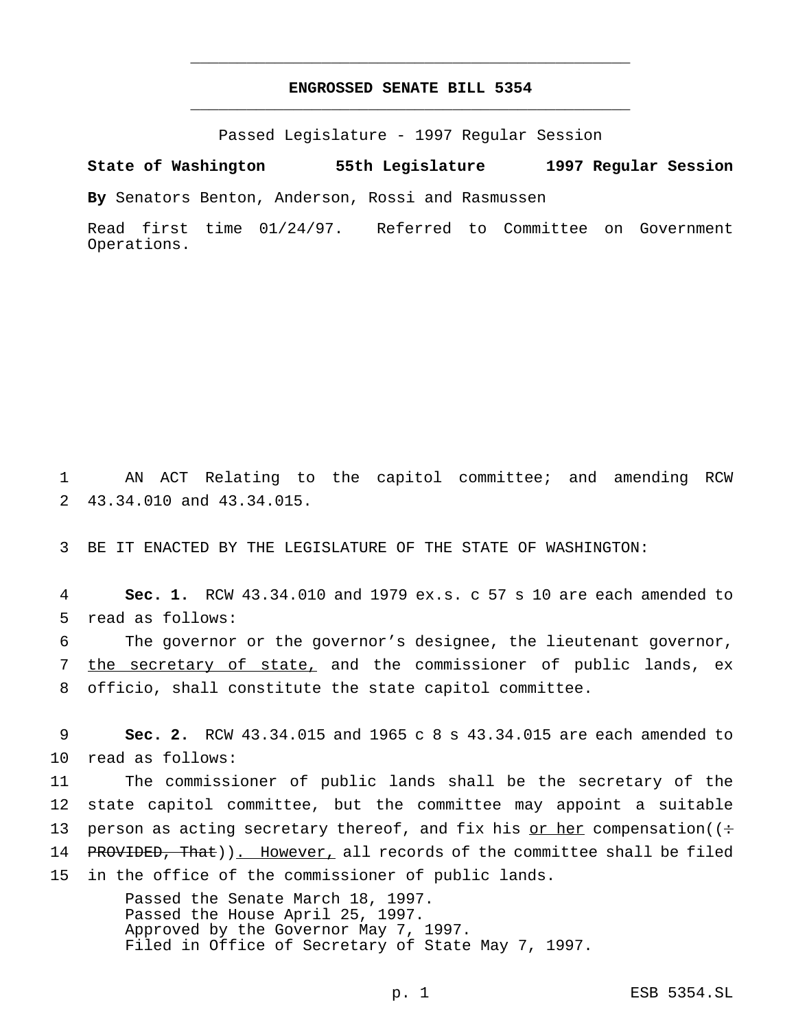# ENGROSSED SENATE BILL 5354

Passed Legislature - 1997 Regular Session

**State of Washington 55th Legislature 1997 Regular Session**

**By** Senators Benton, Anderson, Rossi and Rasmussen

Read first time 01/24/97. Referred to Committee on Government Operations.

1 AN ACT Relating to the capitol committee; and amending RCW
2 43.34.010 and 43.34.015.

3 BE IT ENACTED BY THE LEGISLATURE OF THE STATE OF WASHINGTON:

4 **Sec. 1.** RCW 43.34.010 and 1979 ex.s. c 57 s 10 are each amended to
5 read as follows:

6 The governor or the governor's designee, the lieutenant governor,
7 the secretary of state, and the commissioner of public lands, ex
8 officio, shall constitute the state capitol committee.

9 **Sec. 2.** RCW 43.34.015 and 1965 c 8 s 43.34.015 are each amended to
10 read as follows:

11 The commissioner of public lands shall be the secretary of the
12 state capitol committee, but the committee may appoint a suitable
13 person as acting secretary thereof, and fix his or her compensation((:
14 PROVIDED, That)). However, all records of the committee shall be filed
15 in the office of the commissioner of public lands.

Passed the Senate March 18, 1997.
Passed the House April 25, 1997.
Approved by the Governor May 7, 1997.
Filed in Office of Secretary of State May 7, 1997.